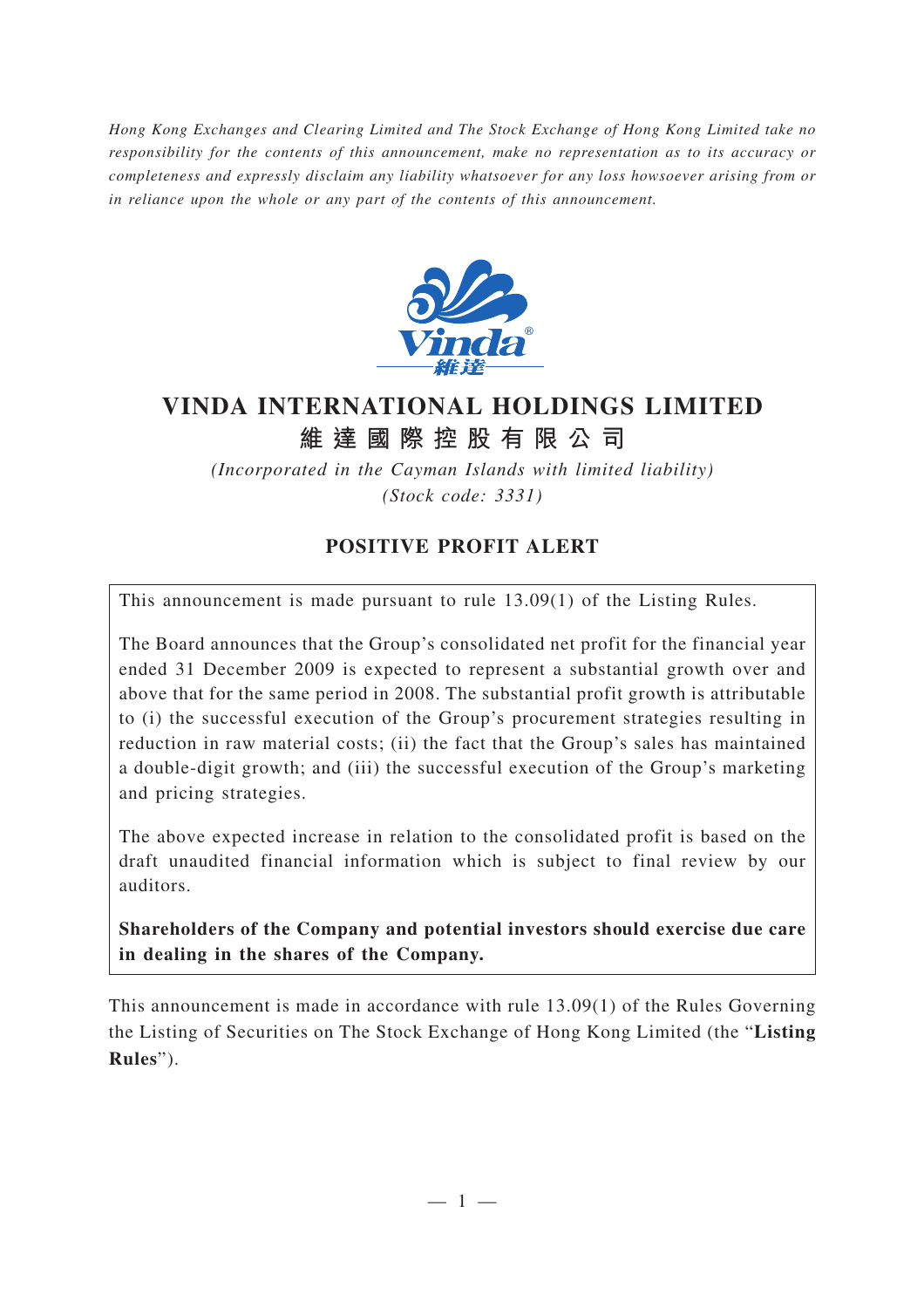*Hong Kong Exchanges and Clearing Limited and The Stock Exchange of Hong Kong Limited take no responsibility for the contents of this announcement, make no representation as to its accuracy or completeness and expressly disclaim any liability whatsoever for any loss howsoever arising from or in reliance upon the whole or any part of the contents of this announcement.*

# VINDA INTERNATIONAL HOLDINGS LIMITED

# 維達國際控股有限公司

*(Incorporated in the Cayman Islands with limited liability)*

*(Stock code: 3331)*

## POSITIVE PROFIT ALERT

This announcement is made pursuant to rule 13.09(1) of the Listing Rules.

The Board announces that the Group's consolidated net profit for the financial year ended 31 December 2009 is expected to represent a substantial growth over and above that for the same period in 2008. The substantial profit growth is attributable to (i) the successful execution of the Group's procurement strategies resulting in reduction in raw material costs; (ii) the fact that the Group's sales has maintained a double-digit growth; and (iii) the successful execution of the Group's marketing and pricing strategies.

The above expected increase in relation to the consolidated profit is based on the draft unaudited financial information which is subject to final review by our auditors.

**Shareholders of the Company and potential investors should exercise due care in dealing in the shares of the Company.**

This announcement is made in accordance with rule 13.09(1) of the Rules Governing the Listing of Securities on The Stock Exchange of Hong Kong Limited (the "**Listing Rules**").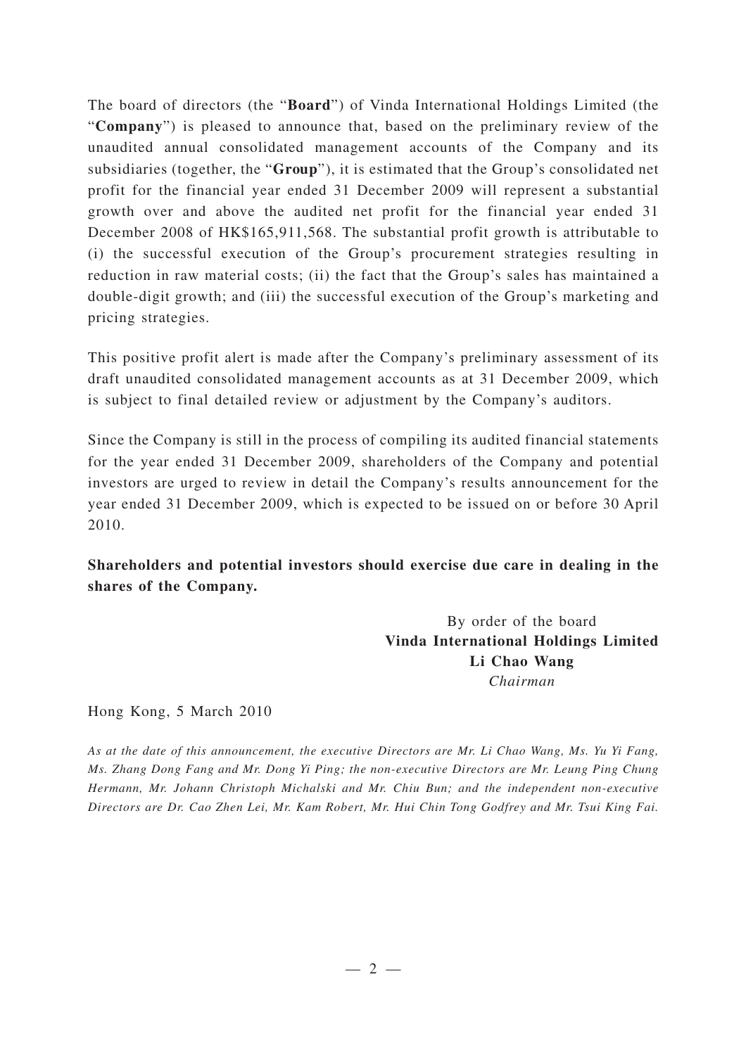The board of directors (the "**Board**") of Vinda International Holdings Limited (the "**Company**") is pleased to announce that, based on the preliminary review of the unaudited annual consolidated management accounts of the Company and its subsidiaries (together, the "**Group**"), it is estimated that the Group's consolidated net profit for the financial year ended 31 December 2009 will represent a substantial growth over and above the audited net profit for the financial year ended 31 December 2008 of HK$165,911,568. The substantial profit growth is attributable to (i) the successful execution of the Group's procurement strategies resulting in reduction in raw material costs; (ii) the fact that the Group's sales has maintained a double-digit growth; and (iii) the successful execution of the Group's marketing and pricing strategies.

This positive profit alert is made after the Company's preliminary assessment of its draft unaudited consolidated management accounts as at 31 December 2009, which is subject to final detailed review or adjustment by the Company's auditors.

Since the Company is still in the process of compiling its audited financial statements for the year ended 31 December 2009, shareholders of the Company and potential investors are urged to review in detail the Company's results announcement for the year ended 31 December 2009, which is expected to be issued on or before 30 April 2010.

**Shareholders and potential investors should exercise due care in dealing in the shares of the Company.**

By order of the board
**Vinda International Holdings Limited**
**Li Chao Wang**
*Chairman*

Hong Kong, 5 March 2010

*As at the date of this announcement, the executive Directors are Mr. Li Chao Wang, Ms. Yu Yi Fang, Ms. Zhang Dong Fang and Mr. Dong Yi Ping; the non-executive Directors are Mr. Leung Ping Chung Hermann, Mr. Johann Christoph Michalski and Mr. Chiu Bun; and the independent non-executive Directors are Dr. Cao Zhen Lei, Mr. Kam Robert, Mr. Hui Chin Tong Godfrey and Mr. Tsui King Fai.*